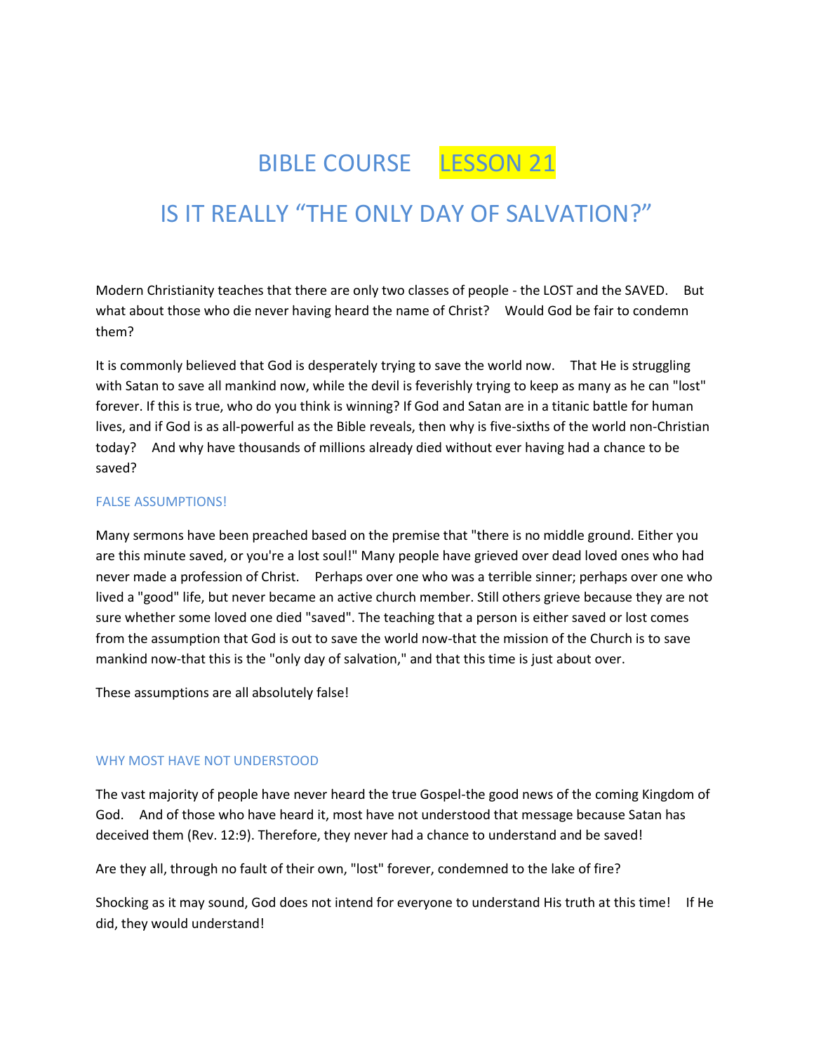# BIBLE COURSE LESSON 21

## IS IT REALLY "THE ONLY DAY OF SALVATION?"

Modern Christianity teaches that there are only two classes of people - the LOST and the SAVED. But what about those who die never having heard the name of Christ? Would God be fair to condemn them?

It is commonly believed that God is desperately trying to save the world now. That He is struggling with Satan to save all mankind now, while the devil is feverishly trying to keep as many as he can "lost" forever. If this is true, who do you think is winning? If God and Satan are in a titanic battle for human lives, and if God is as all-powerful as the Bible reveals, then why is five-sixths of the world non-Christian today? And why have thousands of millions already died without ever having had a chance to be saved?

### FALSE ASSUMPTIONS!

Many sermons have been preached based on the premise that "there is no middle ground. Either you are this minute saved, or you're a lost soul!" Many people have grieved over dead loved ones who had never made a profession of Christ. Perhaps over one who was a terrible sinner; perhaps over one who lived a "good" life, but never became an active church member. Still others grieve because they are not sure whether some loved one died "saved". The teaching that a person is either saved or lost comes from the assumption that God is out to save the world now-that the mission of the Church is to save mankind now-that this is the "only day of salvation," and that this time is just about over.

These assumptions are all absolutely false!

### WHY MOST HAVE NOT UNDERSTOOD

The vast majority of people have never heard the true Gospel-the good news of the coming Kingdom of God. And of those who have heard it, most have not understood that message because Satan has deceived them (Rev. 12:9). Therefore, they never had a chance to understand and be saved!

Are they all, through no fault of their own, "lost" forever, condemned to the lake of fire?

Shocking as it may sound, God does not intend for everyone to understand His truth at this time! If He did, they would understand!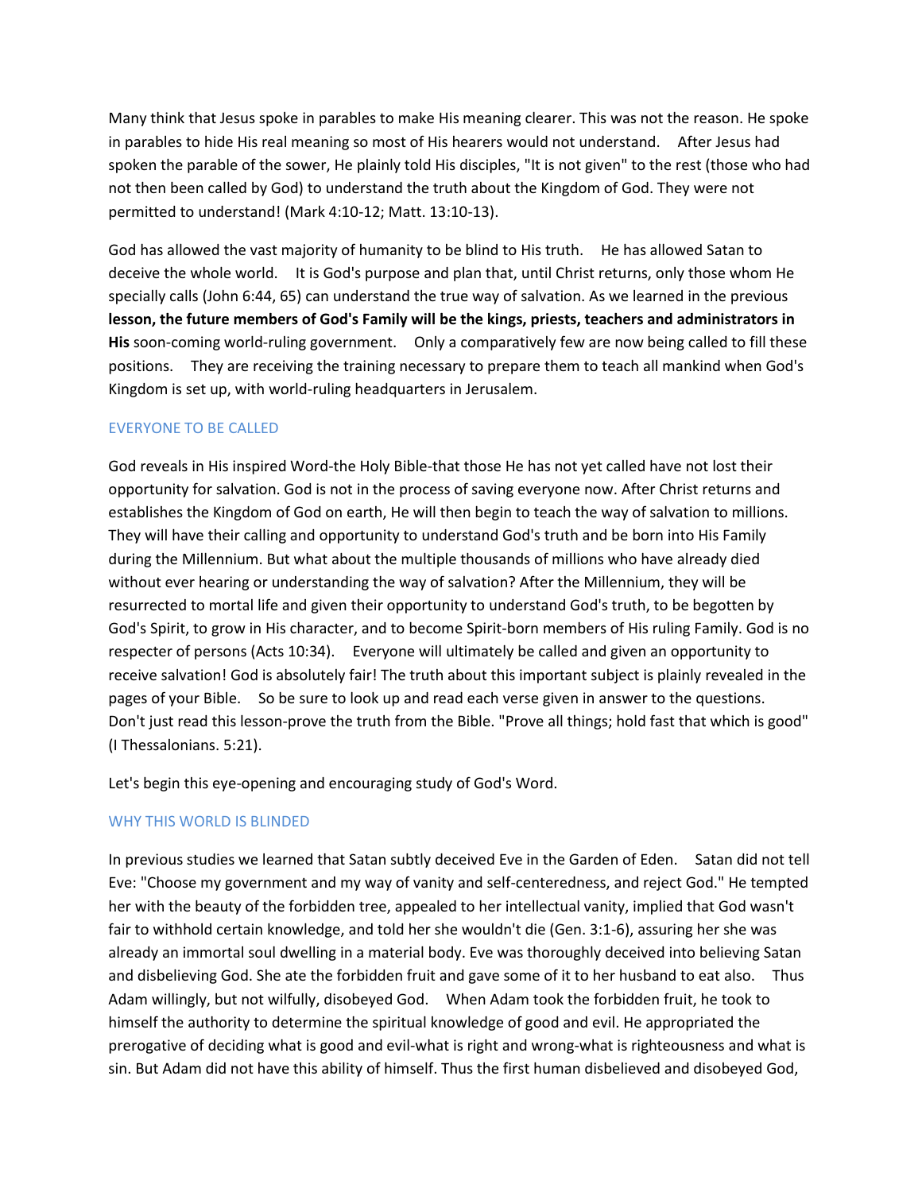Many think that Jesus spoke in parables to make His meaning clearer. This was not the reason. He spoke in parables to hide His real meaning so most of His hearers would not understand. After Jesus had spoken the parable of the sower, He plainly told His disciples, "It is not given" to the rest (those who had not then been called by God) to understand the truth about the Kingdom of God. They were not permitted to understand! (Mark 4:10-12; Matt. 13:10-13).

God has allowed the vast majority of humanity to be blind to His truth. He has allowed Satan to deceive the whole world. It is God's purpose and plan that, until Christ returns, only those whom He specially calls (John 6:44, 65) can understand the true way of salvation. As we learned in the previous **lesson, the future members of God's Family will be the kings, priests, teachers and administrators in His** soon-coming world-ruling government. Only a comparatively few are now being called to fill these positions. They are receiving the training necessary to prepare them to teach all mankind when God's Kingdom is set up, with world-ruling headquarters in Jerusalem.

## EVERYONE TO BE CALLED

God reveals in His inspired Word-the Holy Bible-that those He has not yet called have not lost their opportunity for salvation. God is not in the process of saving everyone now. After Christ returns and establishes the Kingdom of God on earth, He will then begin to teach the way of salvation to millions. They will have their calling and opportunity to understand God's truth and be born into His Family during the Millennium. But what about the multiple thousands of millions who have already died without ever hearing or understanding the way of salvation? After the Millennium, they will be resurrected to mortal life and given their opportunity to understand God's truth, to be begotten by God's Spirit, to grow in His character, and to become Spirit-born members of His ruling Family. God is no respecter of persons (Acts 10:34). Everyone will ultimately be called and given an opportunity to receive salvation! God is absolutely fair! The truth about this important subject is plainly revealed in the pages of your Bible. So be sure to look up and read each verse given in answer to the questions. Don't just read this lesson-prove the truth from the Bible. "Prove all things; hold fast that which is good" (I Thessalonians. 5:21).

Let's begin this eye-opening and encouraging study of God's Word.

## WHY THIS WORLD IS BLINDED

In previous studies we learned that Satan subtly deceived Eve in the Garden of Eden. Satan did not tell Eve: "Choose my government and my way of vanity and self-centeredness, and reject God." He tempted her with the beauty of the forbidden tree, appealed to her intellectual vanity, implied that God wasn't fair to withhold certain knowledge, and told her she wouldn't die (Gen. 3:1-6), assuring her she was already an immortal soul dwelling in a material body. Eve was thoroughly deceived into believing Satan and disbelieving God. She ate the forbidden fruit and gave some of it to her husband to eat also. Thus Adam willingly, but not wilfully, disobeyed God. When Adam took the forbidden fruit, he took to himself the authority to determine the spiritual knowledge of good and evil. He appropriated the prerogative of deciding what is good and evil-what is right and wrong-what is righteousness and what is sin. But Adam did not have this ability of himself. Thus the first human disbelieved and disobeyed God,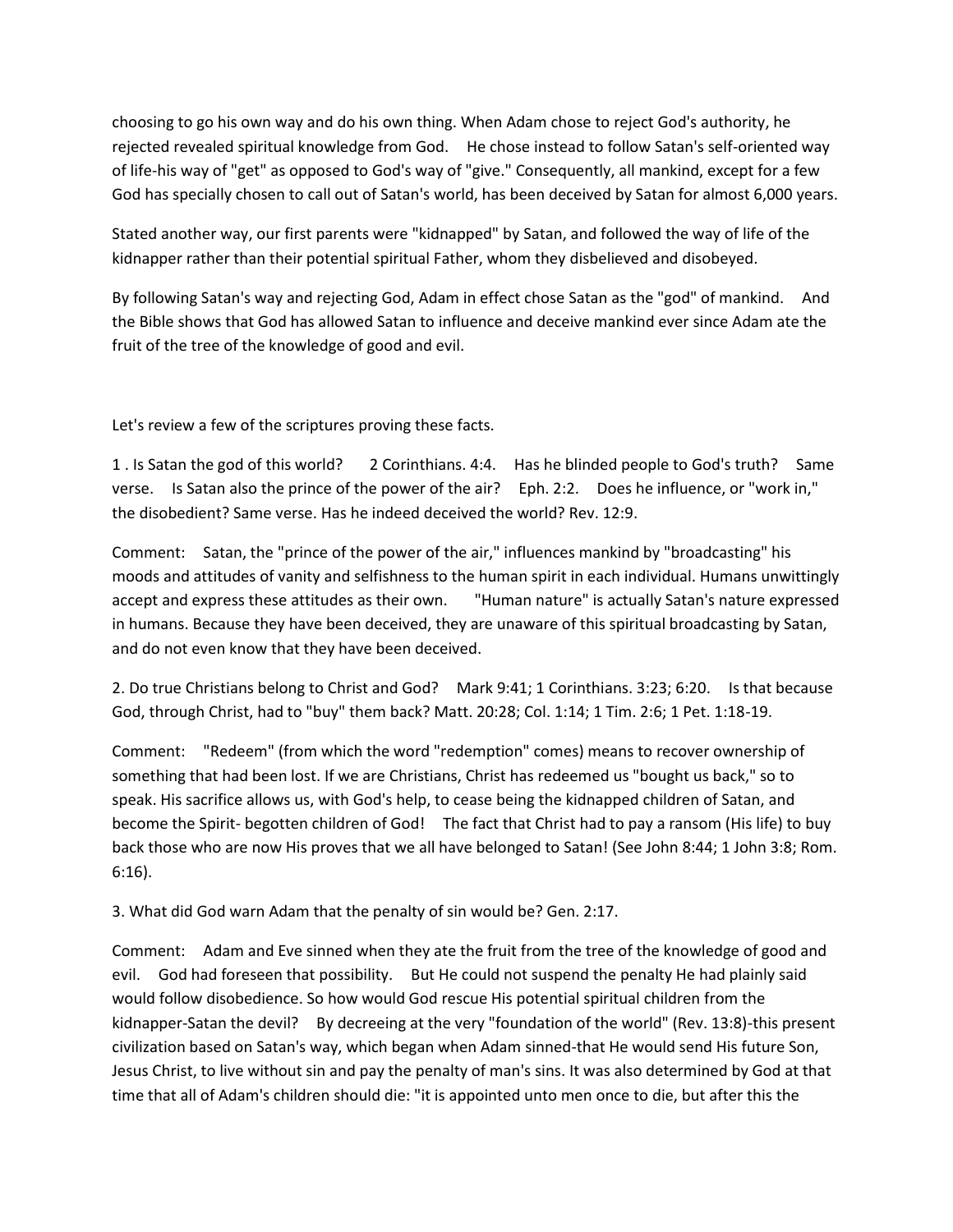choosing to go his own way and do his own thing. When Adam chose to reject God's authority, he rejected revealed spiritual knowledge from God. He chose instead to follow Satan's self-oriented way of life-his way of "get" as opposed to God's way of "give." Consequently, all mankind, except for a few God has specially chosen to call out of Satan's world, has been deceived by Satan for almost 6,000 years.

Stated another way, our first parents were "kidnapped" by Satan, and followed the way of life of the kidnapper rather than their potential spiritual Father, whom they disbelieved and disobeyed.

By following Satan's way and rejecting God, Adam in effect chose Satan as the "god" of mankind. And the Bible shows that God has allowed Satan to influence and deceive mankind ever since Adam ate the fruit of the tree of the knowledge of good and evil.

Let's review a few of the scriptures proving these facts.

1 . Is Satan the god of this world? 2 Corinthians. 4:4. Has he blinded people to God's truth? Same verse. Is Satan also the prince of the power of the air? Eph. 2:2. Does he influence, or "work in," the disobedient? Same verse. Has he indeed deceived the world? Rev. 12:9.

Comment: Satan, the "prince of the power of the air," influences mankind by "broadcasting" his moods and attitudes of vanity and selfishness to the human spirit in each individual. Humans unwittingly accept and express these attitudes as their own. "Human nature" is actually Satan's nature expressed in humans. Because they have been deceived, they are unaware of this spiritual broadcasting by Satan, and do not even know that they have been deceived.

2. Do true Christians belong to Christ and God? Mark 9:41; 1 Corinthians. 3:23; 6:20. Is that because God, through Christ, had to "buy" them back? Matt. 20:28; Col. 1:14; 1 Tim. 2:6; 1 Pet. 1:18-19.

Comment: "Redeem" (from which the word "redemption" comes) means to recover ownership of something that had been lost. If we are Christians, Christ has redeemed us "bought us back," so to speak. His sacrifice allows us, with God's help, to cease being the kidnapped children of Satan, and become the Spirit- begotten children of God! The fact that Christ had to pay a ransom (His life) to buy back those who are now His proves that we all have belonged to Satan! (See John 8:44; 1 John 3:8; Rom. 6:16).

3. What did God warn Adam that the penalty of sin would be? Gen. 2:17.

Comment: Adam and Eve sinned when they ate the fruit from the tree of the knowledge of good and evil. God had foreseen that possibility. But He could not suspend the penalty He had plainly said would follow disobedience. So how would God rescue His potential spiritual children from the kidnapper-Satan the devil? By decreeing at the very "foundation of the world" (Rev. 13:8)-this present civilization based on Satan's way, which began when Adam sinned-that He would send His future Son, Jesus Christ, to live without sin and pay the penalty of man's sins. It was also determined by God at that time that all of Adam's children should die: "it is appointed unto men once to die, but after this the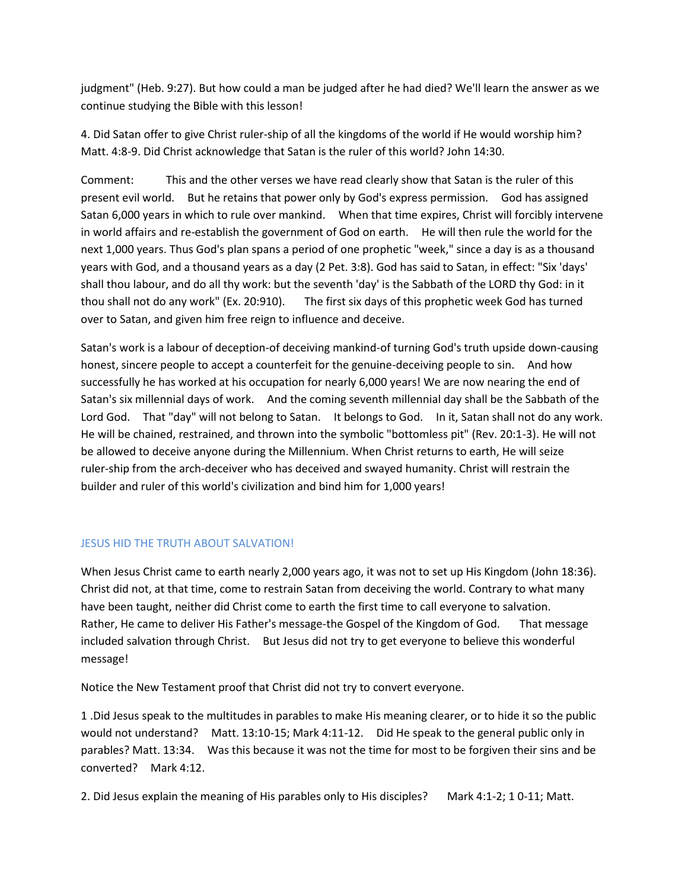judgment" (Heb. 9:27). But how could a man be judged after he had died? We'll learn the answer as we continue studying the Bible with this lesson!

4. Did Satan offer to give Christ ruler-ship of all the kingdoms of the world if He would worship him? Matt. 4:8-9. Did Christ acknowledge that Satan is the ruler of this world? John 14:30.

Comment: This and the other verses we have read clearly show that Satan is the ruler of this present evil world. But he retains that power only by God's express permission. God has assigned Satan 6,000 years in which to rule over mankind. When that time expires, Christ will forcibly intervene in world affairs and re-establish the government of God on earth. He will then rule the world for the next 1,000 years. Thus God's plan spans a period of one prophetic "week," since a day is as a thousand years with God, and a thousand years as a day (2 Pet. 3:8). God has said to Satan, in effect: "Six 'days' shall thou labour, and do all thy work: but the seventh 'day' is the Sabbath of the LORD thy God: in it thou shall not do any work" (Ex. 20:910). The first six days of this prophetic week God has turned over to Satan, and given him free reign to influence and deceive.

Satan's work is a labour of deception-of deceiving mankind-of turning God's truth upside down-causing honest, sincere people to accept a counterfeit for the genuine-deceiving people to sin. And how successfully he has worked at his occupation for nearly 6,000 years! We are now nearing the end of Satan's six millennial days of work. And the coming seventh millennial day shall be the Sabbath of the Lord God. That "day" will not belong to Satan. It belongs to God. In it, Satan shall not do any work. He will be chained, restrained, and thrown into the symbolic "bottomless pit" (Rev. 20:1-3). He will not be allowed to deceive anyone during the Millennium. When Christ returns to earth, He will seize ruler-ship from the arch-deceiver who has deceived and swayed humanity. Christ will restrain the builder and ruler of this world's civilization and bind him for 1,000 years!

## JESUS HID THE TRUTH ABOUT SALVATION!

When Jesus Christ came to earth nearly 2,000 years ago, it was not to set up His Kingdom (John 18:36). Christ did not, at that time, come to restrain Satan from deceiving the world. Contrary to what many have been taught, neither did Christ come to earth the first time to call everyone to salvation. Rather, He came to deliver His Father's message-the Gospel of the Kingdom of God. That message included salvation through Christ. But Jesus did not try to get everyone to believe this wonderful message!

Notice the New Testament proof that Christ did not try to convert everyone.

1 .Did Jesus speak to the multitudes in parables to make His meaning clearer, or to hide it so the public would not understand? Matt. 13:10-15; Mark 4:11-12. Did He speak to the general public only in parables? Matt. 13:34. Was this because it was not the time for most to be forgiven their sins and be converted? Mark 4:12.

2. Did Jesus explain the meaning of His parables only to His disciples? Mark 4:1-2; 1 0-11; Matt.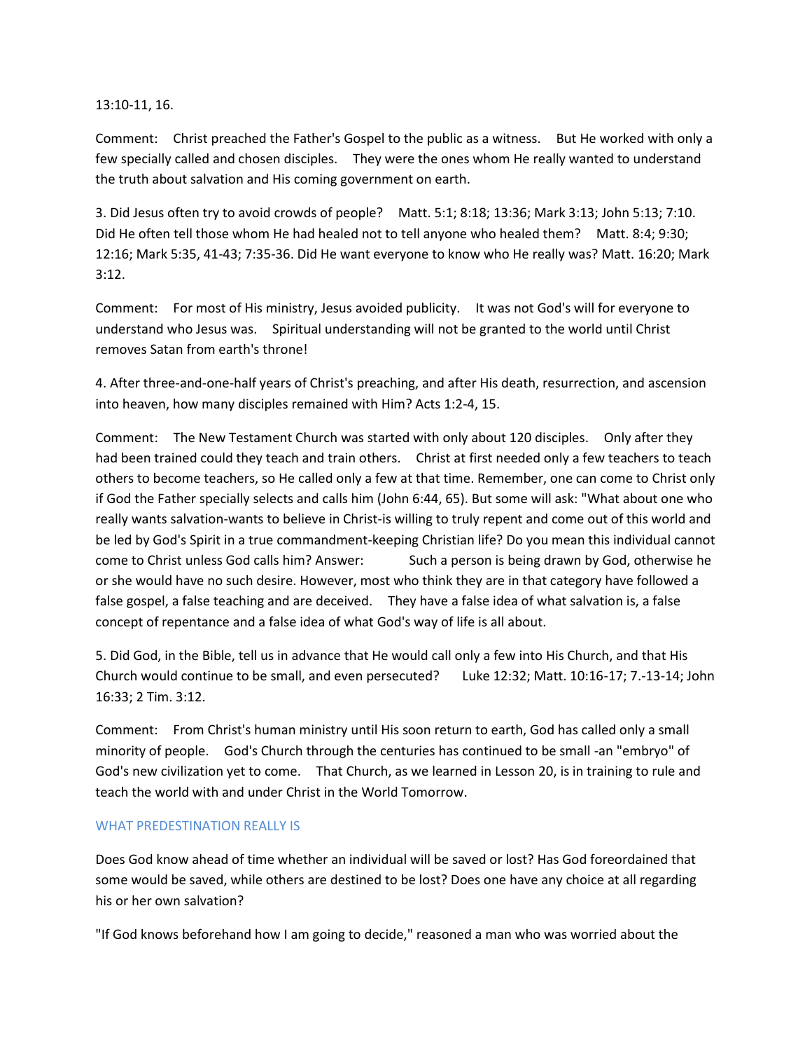13:10-11, 16.

Comment: Christ preached the Father's Gospel to the public as a witness. But He worked with only a few specially called and chosen disciples. They were the ones whom He really wanted to understand the truth about salvation and His coming government on earth.

3. Did Jesus often try to avoid crowds of people? Matt. 5:1; 8:18; 13:36; Mark 3:13; John 5:13; 7:10. Did He often tell those whom He had healed not to tell anyone who healed them? Matt. 8:4; 9:30; 12:16; Mark 5:35, 41-43; 7:35-36. Did He want everyone to know who He really was? Matt. 16:20; Mark 3:12.

Comment: For most of His ministry, Jesus avoided publicity. It was not God's will for everyone to understand who Jesus was. Spiritual understanding will not be granted to the world until Christ removes Satan from earth's throne!

4. After three-and-one-half years of Christ's preaching, and after His death, resurrection, and ascension into heaven, how many disciples remained with Him? Acts 1:2-4, 15.

Comment: The New Testament Church was started with only about 120 disciples. Only after they had been trained could they teach and train others. Christ at first needed only a few teachers to teach others to become teachers, so He called only a few at that time. Remember, one can come to Christ only if God the Father specially selects and calls him (John 6:44, 65). But some will ask: "What about one who really wants salvation-wants to believe in Christ-is willing to truly repent and come out of this world and be led by God's Spirit in a true commandment-keeping Christian life? Do you mean this individual cannot come to Christ unless God calls him? Answer: Such a person is being drawn by God, otherwise he or she would have no such desire. However, most who think they are in that category have followed a false gospel, a false teaching and are deceived. They have a false idea of what salvation is, a false concept of repentance and a false idea of what God's way of life is all about.

5. Did God, in the Bible, tell us in advance that He would call only a few into His Church, and that His Church would continue to be small, and even persecuted? Luke 12:32; Matt. 10:16-17; 7.-13-14; John 16:33; 2 Tim. 3:12.

Comment: From Christ's human ministry until His soon return to earth, God has called only a small minority of people. God's Church through the centuries has continued to be small -an "embryo" of God's new civilization yet to come. That Church, as we learned in Lesson 20, is in training to rule and teach the world with and under Christ in the World Tomorrow.

## WHAT PREDESTINATION REALLY IS

Does God know ahead of time whether an individual will be saved or lost? Has God foreordained that some would be saved, while others are destined to be lost? Does one have any choice at all regarding his or her own salvation?

"If God knows beforehand how I am going to decide," reasoned a man who was worried about the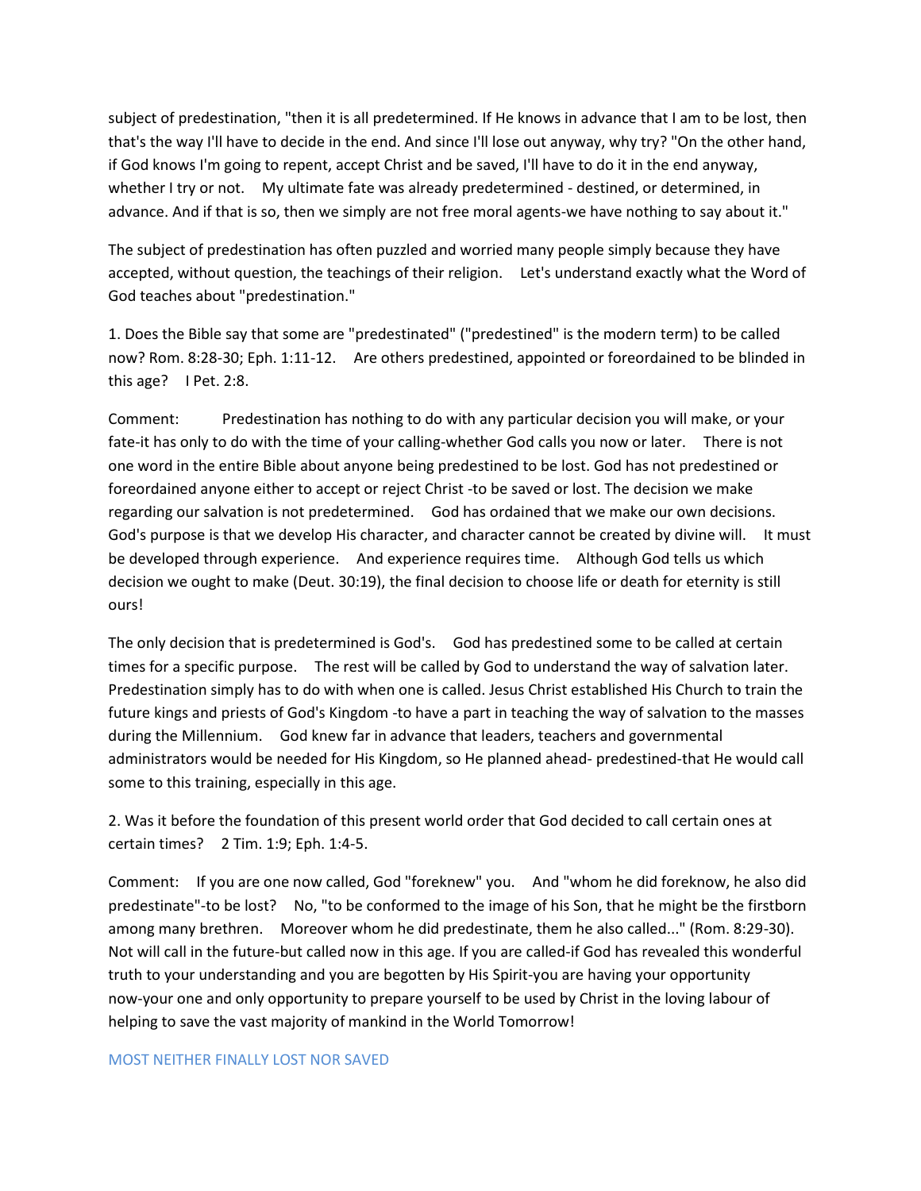subject of predestination, "then it is all predetermined. If He knows in advance that I am to be lost, then that's the way I'll have to decide in the end. And since I'll lose out anyway, why try? "On the other hand, if God knows I'm going to repent, accept Christ and be saved, I'll have to do it in the end anyway, whether I try or not. My ultimate fate was already predetermined - destined, or determined, in advance. And if that is so, then we simply are not free moral agents-we have nothing to say about it."

The subject of predestination has often puzzled and worried many people simply because they have accepted, without question, the teachings of their religion. Let's understand exactly what the Word of God teaches about "predestination."

1. Does the Bible say that some are "predestinated" ("predestined" is the modern term) to be called now? Rom. 8:28-30; Eph. 1:11-12. Are others predestined, appointed or foreordained to be blinded in this age? I Pet. 2:8.

Comment: Predestination has nothing to do with any particular decision you will make, or your fate-it has only to do with the time of your calling-whether God calls you now or later. There is not one word in the entire Bible about anyone being predestined to be lost. God has not predestined or foreordained anyone either to accept or reject Christ -to be saved or lost. The decision we make regarding our salvation is not predetermined. God has ordained that we make our own decisions. God's purpose is that we develop His character, and character cannot be created by divine will. It must be developed through experience. And experience requires time. Although God tells us which decision we ought to make (Deut. 30:19), the final decision to choose life or death for eternity is still ours!

The only decision that is predetermined is God's. God has predestined some to be called at certain times for a specific purpose. The rest will be called by God to understand the way of salvation later. Predestination simply has to do with when one is called. Jesus Christ established His Church to train the future kings and priests of God's Kingdom -to have a part in teaching the way of salvation to the masses during the Millennium. God knew far in advance that leaders, teachers and governmental administrators would be needed for His Kingdom, so He planned ahead- predestined-that He would call some to this training, especially in this age.

2. Was it before the foundation of this present world order that God decided to call certain ones at certain times? 2 Tim. 1:9; Eph. 1:4-5.

Comment: If you are one now called, God "foreknew" you. And "whom he did foreknow, he also did predestinate"-to be lost? No, "to be conformed to the image of his Son, that he might be the firstborn among many brethren. Moreover whom he did predestinate, them he also called..." (Rom. 8:29-30). Not will call in the future-but called now in this age. If you are called-if God has revealed this wonderful truth to your understanding and you are begotten by His Spirit-you are having your opportunity now-your one and only opportunity to prepare yourself to be used by Christ in the loving labour of helping to save the vast majority of mankind in the World Tomorrow!

## MOST NEITHER FINALLY LOST NOR SAVED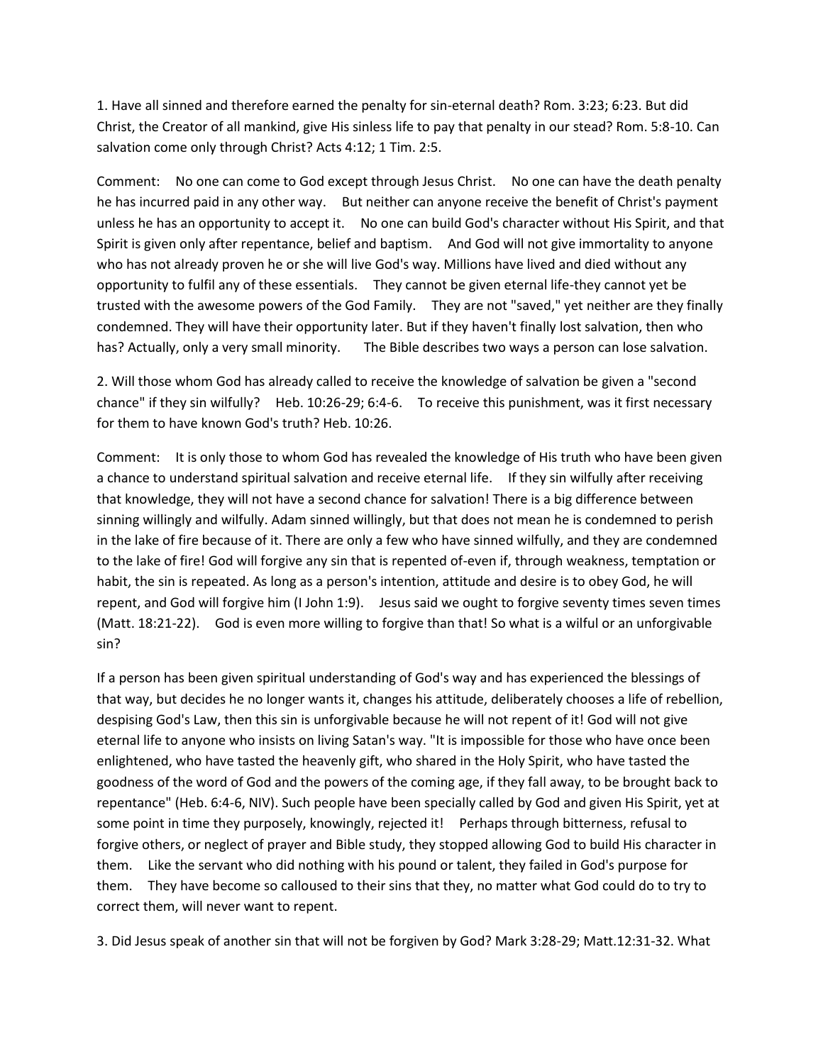1. Have all sinned and therefore earned the penalty for sin-eternal death? Rom. 3:23; 6:23. But did Christ, the Creator of all mankind, give His sinless life to pay that penalty in our stead? Rom. 5:8-10. Can salvation come only through Christ? Acts 4:12; 1 Tim. 2:5.

Comment: No one can come to God except through Jesus Christ. No one can have the death penalty he has incurred paid in any other way. But neither can anyone receive the benefit of Christ's payment unless he has an opportunity to accept it. No one can build God's character without His Spirit, and that Spirit is given only after repentance, belief and baptism. And God will not give immortality to anyone who has not already proven he or she will live God's way. Millions have lived and died without any opportunity to fulfil any of these essentials. They cannot be given eternal life-they cannot yet be trusted with the awesome powers of the God Family. They are not "saved," yet neither are they finally condemned. They will have their opportunity later. But if they haven't finally lost salvation, then who has? Actually, only a very small minority. The Bible describes two ways a person can lose salvation.

2. Will those whom God has already called to receive the knowledge of salvation be given a "second chance" if they sin wilfully? Heb. 10:26-29; 6:4-6. To receive this punishment, was it first necessary for them to have known God's truth? Heb. 10:26.

Comment: It is only those to whom God has revealed the knowledge of His truth who have been given a chance to understand spiritual salvation and receive eternal life. If they sin wilfully after receiving that knowledge, they will not have a second chance for salvation! There is a big difference between sinning willingly and wilfully. Adam sinned willingly, but that does not mean he is condemned to perish in the lake of fire because of it. There are only a few who have sinned wilfully, and they are condemned to the lake of fire! God will forgive any sin that is repented of-even if, through weakness, temptation or habit, the sin is repeated. As long as a person's intention, attitude and desire is to obey God, he will repent, and God will forgive him (I John 1:9). Jesus said we ought to forgive seventy times seven times (Matt. 18:21-22). God is even more willing to forgive than that! So what is a wilful or an unforgivable sin?

If a person has been given spiritual understanding of God's way and has experienced the blessings of that way, but decides he no longer wants it, changes his attitude, deliberately chooses a life of rebellion, despising God's Law, then this sin is unforgivable because he will not repent of it! God will not give eternal life to anyone who insists on living Satan's way. "It is impossible for those who have once been enlightened, who have tasted the heavenly gift, who shared in the Holy Spirit, who have tasted the goodness of the word of God and the powers of the coming age, if they fall away, to be brought back to repentance" (Heb. 6:4-6, NIV). Such people have been specially called by God and given His Spirit, yet at some point in time they purposely, knowingly, rejected it! Perhaps through bitterness, refusal to forgive others, or neglect of prayer and Bible study, they stopped allowing God to build His character in them. Like the servant who did nothing with his pound or talent, they failed in God's purpose for them. They have become so calloused to their sins that they, no matter what God could do to try to correct them, will never want to repent.

3. Did Jesus speak of another sin that will not be forgiven by God? Mark 3:28-29; Matt.12:31-32. What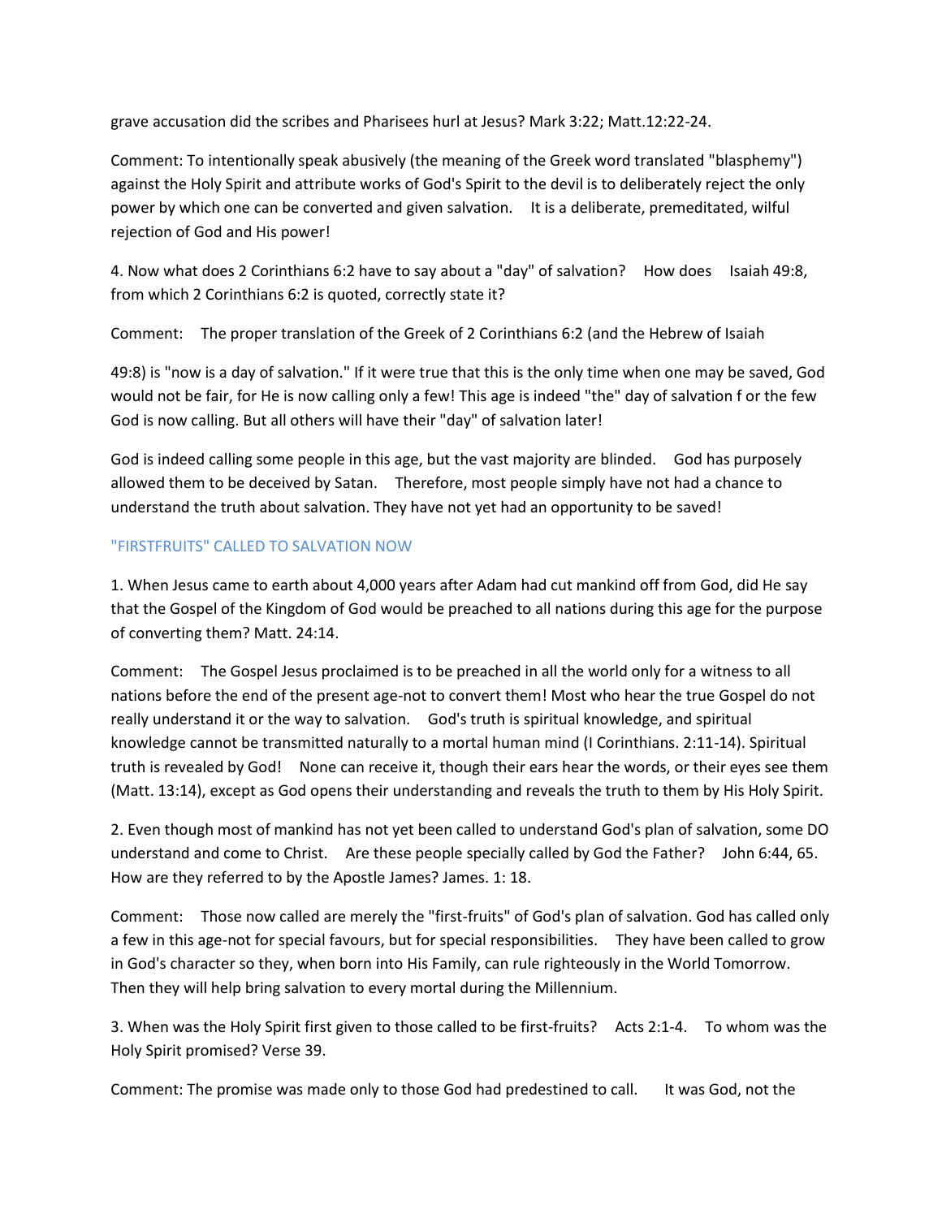grave accusation did the scribes and Pharisees hurl at Jesus? Mark 3:22; Matt.12:22-24.

Comment: To intentionally speak abusively (the meaning of the Greek word translated "blasphemy") against the Holy Spirit and attribute works of God's Spirit to the devil is to deliberately reject the only power by which one can be converted and given salvation. It is a deliberate, premeditated, wilful rejection of God and His power!

4. Now what does 2 Corinthians 6:2 have to say about a "day" of salvation? How does Isaiah 49:8, from which 2 Corinthians 6:2 is quoted, correctly state it?

Comment: The proper translation of the Greek of 2 Corinthians 6:2 (and the Hebrew of Isaiah

49:8) is "now is a day of salvation." If it were true that this is the only time when one may be saved, God would not be fair, for He is now calling only a few! This age is indeed "the" day of salvation f or the few God is now calling. But all others will have their "day" of salvation later!

God is indeed calling some people in this age, but the vast majority are blinded. God has purposely allowed them to be deceived by Satan. Therefore, most people simply have not had a chance to understand the truth about salvation. They have not yet had an opportunity to be saved!

## "FIRSTFRUITS" CALLED TO SALVATION NOW

1. When Jesus came to earth about 4,000 years after Adam had cut mankind off from God, did He say that the Gospel of the Kingdom of God would be preached to all nations during this age for the purpose of converting them? Matt. 24:14.

Comment: The Gospel Jesus proclaimed is to be preached in all the world only for a witness to all nations before the end of the present age-not to convert them! Most who hear the true Gospel do not really understand it or the way to salvation. God's truth is spiritual knowledge, and spiritual knowledge cannot be transmitted naturally to a mortal human mind (I Corinthians. 2:11-14). Spiritual truth is revealed by God! None can receive it, though their ears hear the words, or their eyes see them (Matt. 13:14), except as God opens their understanding and reveals the truth to them by His Holy Spirit.

2. Even though most of mankind has not yet been called to understand God's plan of salvation, some DO understand and come to Christ. Are these people specially called by God the Father? John 6:44, 65. How are they referred to by the Apostle James? James. 1: 18.

Comment: Those now called are merely the "first-fruits" of God's plan of salvation. God has called only a few in this age-not for special favours, but for special responsibilities. They have been called to grow in God's character so they, when born into His Family, can rule righteously in the World Tomorrow. Then they will help bring salvation to every mortal during the Millennium.

3. When was the Holy Spirit first given to those called to be first-fruits? Acts 2:1-4. To whom was the Holy Spirit promised? Verse 39.

Comment: The promise was made only to those God had predestined to call. It was God, not the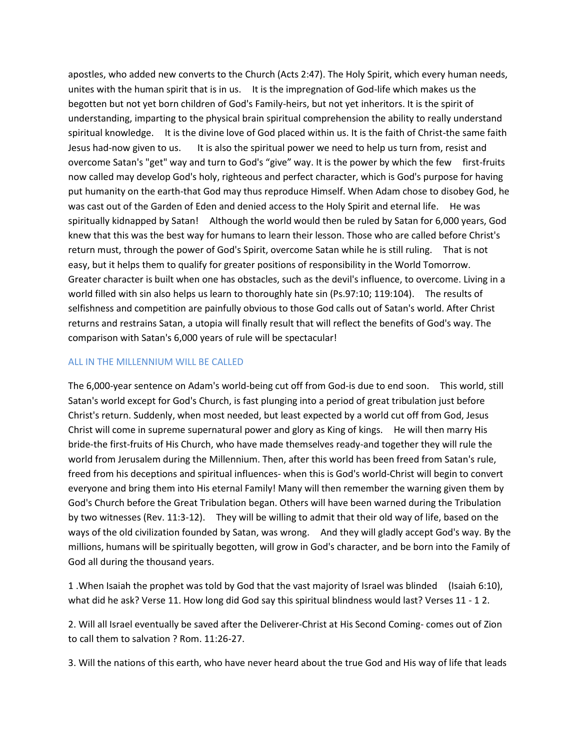apostles, who added new converts to the Church (Acts 2:47). The Holy Spirit, which every human needs, unites with the human spirit that is in us. It is the impregnation of God-life which makes us the begotten but not yet born children of God's Family-heirs, but not yet inheritors. It is the spirit of understanding, imparting to the physical brain spiritual comprehension the ability to really understand spiritual knowledge. It is the divine love of God placed within us. It is the faith of Christ-the same faith Jesus had-now given to us. It is also the spiritual power we need to help us turn from, resist and overcome Satan's "get" way and turn to God's "give" way. It is the power by which the few first-fruits now called may develop God's holy, righteous and perfect character, which is God's purpose for having put humanity on the earth-that God may thus reproduce Himself. When Adam chose to disobey God, he was cast out of the Garden of Eden and denied access to the Holy Spirit and eternal life. He was spiritually kidnapped by Satan! Although the world would then be ruled by Satan for 6,000 years, God knew that this was the best way for humans to learn their lesson. Those who are called before Christ's return must, through the power of God's Spirit, overcome Satan while he is still ruling. That is not easy, but it helps them to qualify for greater positions of responsibility in the World Tomorrow. Greater character is built when one has obstacles, such as the devil's influence, to overcome. Living in a world filled with sin also helps us learn to thoroughly hate sin (Ps.97:10; 119:104). The results of selfishness and competition are painfully obvious to those God calls out of Satan's world. After Christ returns and restrains Satan, a utopia will finally result that will reflect the benefits of God's way. The comparison with Satan's 6,000 years of rule will be spectacular!

## ALL IN THE MILLENNIUM WILL BE CALLED

The 6,000-year sentence on Adam's world-being cut off from God-is due to end soon. This world, still Satan's world except for God's Church, is fast plunging into a period of great tribulation just before Christ's return. Suddenly, when most needed, but least expected by a world cut off from God, Jesus Christ will come in supreme supernatural power and glory as King of kings. He will then marry His bride-the first-fruits of His Church, who have made themselves ready-and together they will rule the world from Jerusalem during the Millennium. Then, after this world has been freed from Satan's rule, freed from his deceptions and spiritual influences- when this is God's world-Christ will begin to convert everyone and bring them into His eternal Family! Many will then remember the warning given them by God's Church before the Great Tribulation began. Others will have been warned during the Tribulation by two witnesses (Rev. 11:3-12). They will be willing to admit that their old way of life, based on the ways of the old civilization founded by Satan, was wrong. And they will gladly accept God's way. By the millions, humans will be spiritually begotten, will grow in God's character, and be born into the Family of God all during the thousand years.

1 .When Isaiah the prophet was told by God that the vast majority of Israel was blinded (Isaiah 6:10), what did he ask? Verse 11. How long did God say this spiritual blindness would last? Verses 11 - 1 2.

2. Will all Israel eventually be saved after the Deliverer-Christ at His Second Coming- comes out of Zion to call them to salvation ? Rom. 11:26-27.

3. Will the nations of this earth, who have never heard about the true God and His way of life that leads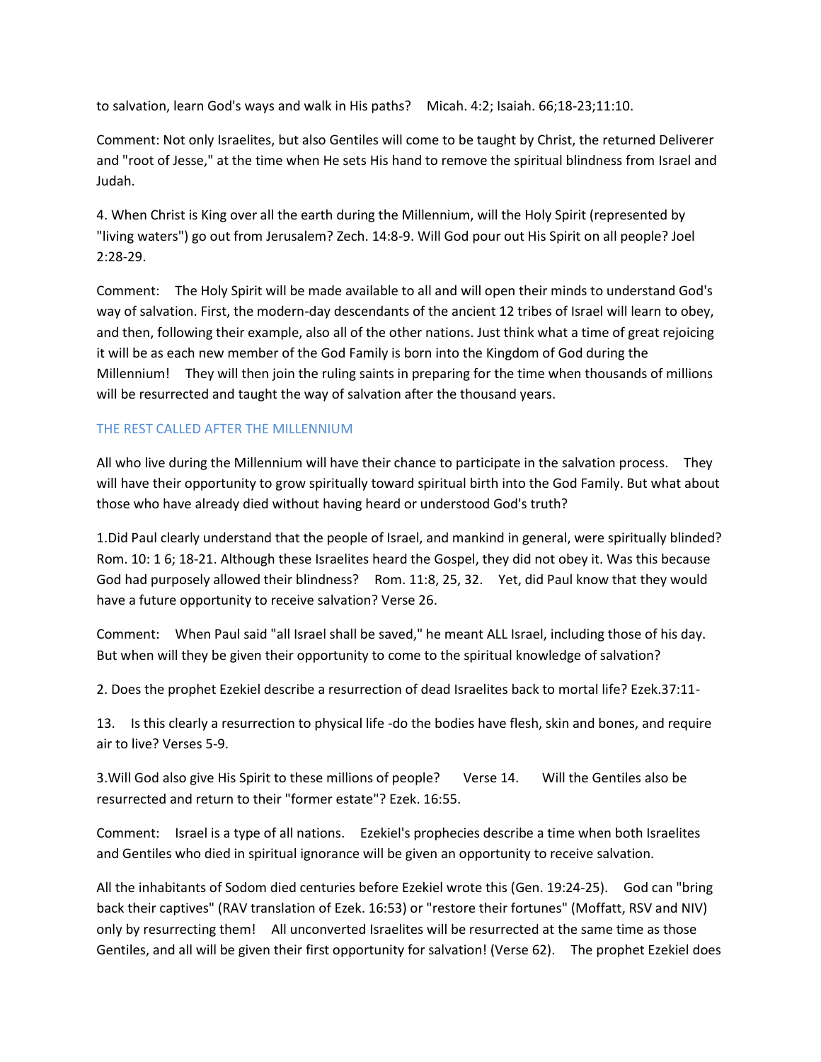to salvation, learn God's ways and walk in His paths? Micah. 4:2; Isaiah. 66;18-23;11:10.

Comment: Not only Israelites, but also Gentiles will come to be taught by Christ, the returned Deliverer and "root of Jesse," at the time when He sets His hand to remove the spiritual blindness from Israel and Judah.

4. When Christ is King over all the earth during the Millennium, will the Holy Spirit (represented by "living waters") go out from Jerusalem? Zech. 14:8-9. Will God pour out His Spirit on all people? Joel 2:28-29.

Comment: The Holy Spirit will be made available to all and will open their minds to understand God's way of salvation. First, the modern-day descendants of the ancient 12 tribes of Israel will learn to obey, and then, following their example, also all of the other nations. Just think what a time of great rejoicing it will be as each new member of the God Family is born into the Kingdom of God during the Millennium! They will then join the ruling saints in preparing for the time when thousands of millions will be resurrected and taught the way of salvation after the thousand years.

## THE REST CALLED AFTER THE MILLENNIUM

All who live during the Millennium will have their chance to participate in the salvation process. They will have their opportunity to grow spiritually toward spiritual birth into the God Family. But what about those who have already died without having heard or understood God's truth?

1.Did Paul clearly understand that the people of Israel, and mankind in general, were spiritually blinded? Rom. 10: 1 6; 18-21. Although these Israelites heard the Gospel, they did not obey it. Was this because God had purposely allowed their blindness? Rom. 11:8, 25, 32. Yet, did Paul know that they would have a future opportunity to receive salvation? Verse 26.

Comment: When Paul said "all Israel shall be saved," he meant ALL Israel, including those of his day. But when will they be given their opportunity to come to the spiritual knowledge of salvation?

2. Does the prophet Ezekiel describe a resurrection of dead Israelites back to mortal life? Ezek.37:11-

13. Is this clearly a resurrection to physical life -do the bodies have flesh, skin and bones, and require air to live? Verses 5-9.

3.Will God also give His Spirit to these millions of people? Verse 14. Will the Gentiles also be resurrected and return to their "former estate"? Ezek. 16:55.

Comment: Israel is a type of all nations. Ezekiel's prophecies describe a time when both Israelites and Gentiles who died in spiritual ignorance will be given an opportunity to receive salvation.

All the inhabitants of Sodom died centuries before Ezekiel wrote this (Gen. 19:24-25). God can "bring back their captives" (RAV translation of Ezek. 16:53) or "restore their fortunes" (Moffatt, RSV and NIV) only by resurrecting them! All unconverted Israelites will be resurrected at the same time as those Gentiles, and all will be given their first opportunity for salvation! (Verse 62). The prophet Ezekiel does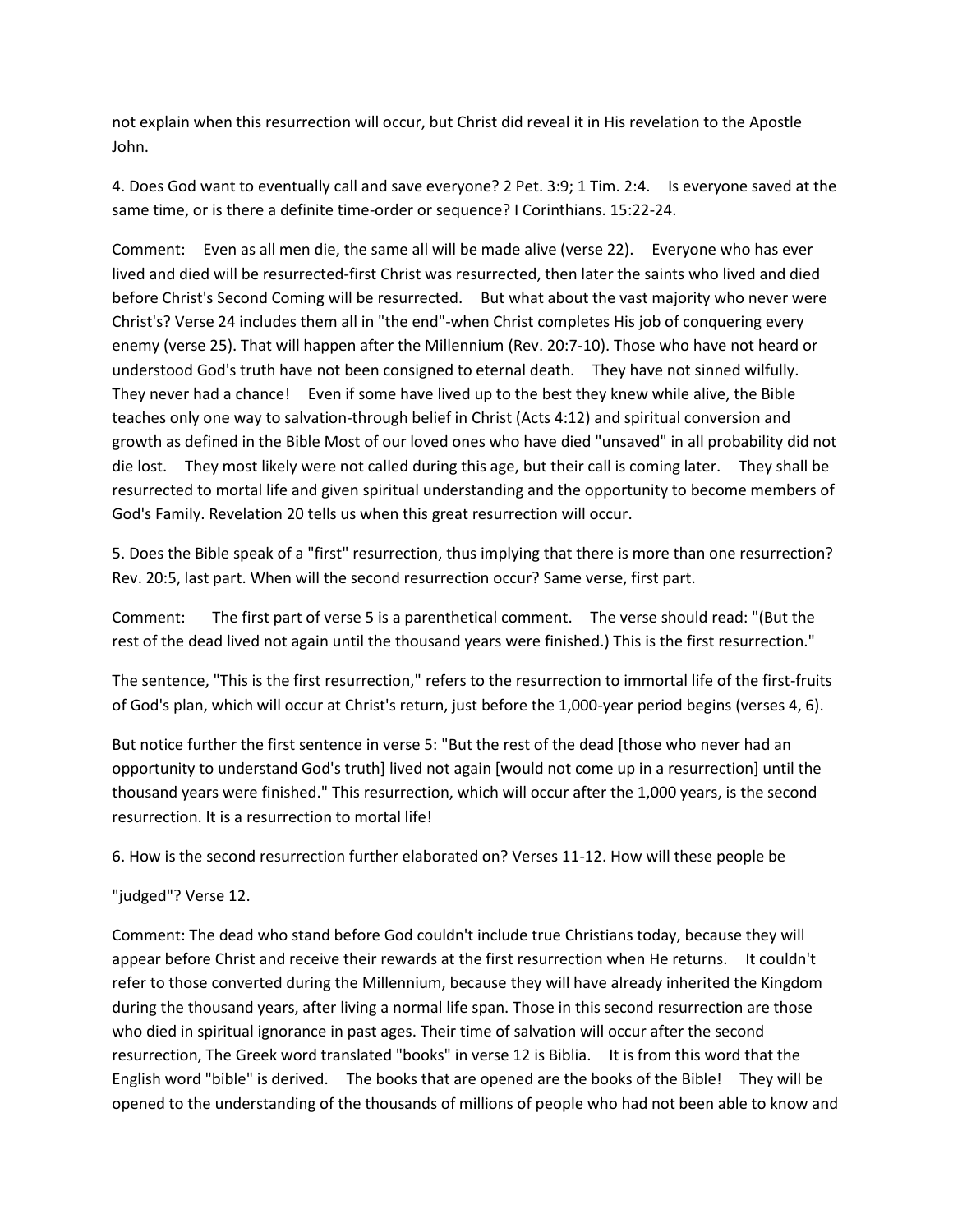not explain when this resurrection will occur, but Christ did reveal it in His revelation to the Apostle John.

4. Does God want to eventually call and save everyone? 2 Pet. 3:9; 1 Tim. 2:4. Is everyone saved at the same time, or is there a definite time-order or sequence? I Corinthians. 15:22-24.

Comment: Even as all men die, the same all will be made alive (verse 22). Everyone who has ever lived and died will be resurrected-first Christ was resurrected, then later the saints who lived and died before Christ's Second Coming will be resurrected. But what about the vast majority who never were Christ's? Verse 24 includes them all in "the end"-when Christ completes His job of conquering every enemy (verse 25). That will happen after the Millennium (Rev. 20:7-10). Those who have not heard or understood God's truth have not been consigned to eternal death. They have not sinned wilfully. They never had a chance! Even if some have lived up to the best they knew while alive, the Bible teaches only one way to salvation-through belief in Christ (Acts 4:12) and spiritual conversion and growth as defined in the Bible Most of our loved ones who have died "unsaved" in all probability did not die lost. They most likely were not called during this age, but their call is coming later. They shall be resurrected to mortal life and given spiritual understanding and the opportunity to become members of God's Family. Revelation 20 tells us when this great resurrection will occur.

5. Does the Bible speak of a "first" resurrection, thus implying that there is more than one resurrection? Rev. 20:5, last part. When will the second resurrection occur? Same verse, first part.

Comment: The first part of verse 5 is a parenthetical comment. The verse should read: "(But the rest of the dead lived not again until the thousand years were finished.) This is the first resurrection."

The sentence, "This is the first resurrection," refers to the resurrection to immortal life of the first-fruits of God's plan, which will occur at Christ's return, just before the 1,000-year period begins (verses 4, 6).

But notice further the first sentence in verse 5: "But the rest of the dead [those who never had an opportunity to understand God's truth] lived not again [would not come up in a resurrection] until the thousand years were finished." This resurrection, which will occur after the 1,000 years, is the second resurrection. It is a resurrection to mortal life!

6. How is the second resurrection further elaborated on? Verses 11-12. How will these people be

"judged"? Verse 12.

Comment: The dead who stand before God couldn't include true Christians today, because they will appear before Christ and receive their rewards at the first resurrection when He returns. It couldn't refer to those converted during the Millennium, because they will have already inherited the Kingdom during the thousand years, after living a normal life span. Those in this second resurrection are those who died in spiritual ignorance in past ages. Their time of salvation will occur after the second resurrection, The Greek word translated "books" in verse 12 is Biblia. It is from this word that the English word "bible" is derived. The books that are opened are the books of the Bible! They will be opened to the understanding of the thousands of millions of people who had not been able to know and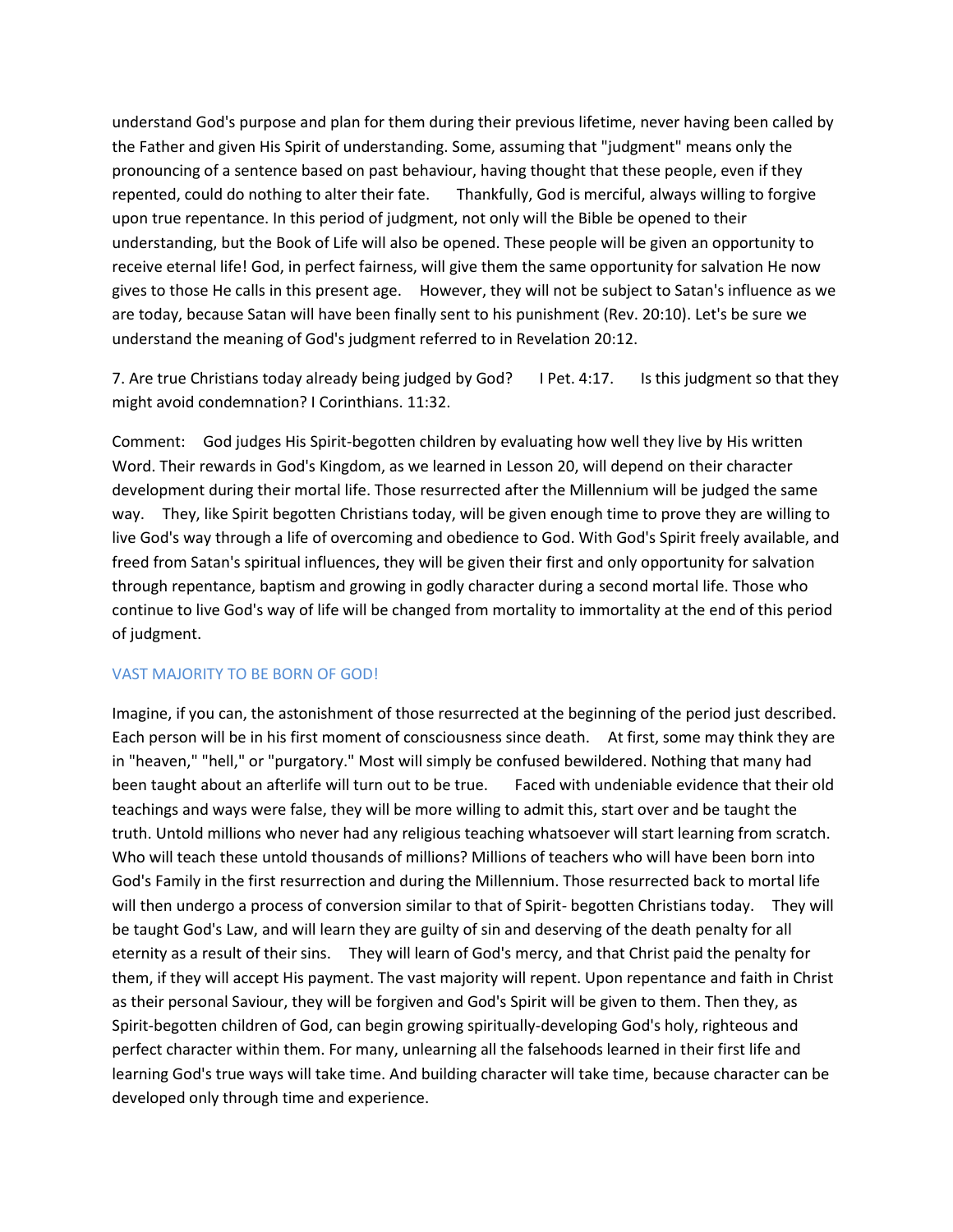understand God's purpose and plan for them during their previous lifetime, never having been called by the Father and given His Spirit of understanding. Some, assuming that "judgment" means only the pronouncing of a sentence based on past behaviour, having thought that these people, even if they repented, could do nothing to alter their fate. Thankfully, God is merciful, always willing to forgive upon true repentance. In this period of judgment, not only will the Bible be opened to their understanding, but the Book of Life will also be opened. These people will be given an opportunity to receive eternal life! God, in perfect fairness, will give them the same opportunity for salvation He now gives to those He calls in this present age. However, they will not be subject to Satan's influence as we are today, because Satan will have been finally sent to his punishment (Rev. 20:10). Let's be sure we understand the meaning of God's judgment referred to in Revelation 20:12.

7. Are true Christians today already being judged by God? I Pet. 4:17. Is this judgment so that they might avoid condemnation? I Corinthians. 11:32.

Comment: God judges His Spirit-begotten children by evaluating how well they live by His written Word. Their rewards in God's Kingdom, as we learned in Lesson 20, will depend on their character development during their mortal life. Those resurrected after the Millennium will be judged the same way. They, like Spirit begotten Christians today, will be given enough time to prove they are willing to live God's way through a life of overcoming and obedience to God. With God's Spirit freely available, and freed from Satan's spiritual influences, they will be given their first and only opportunity for salvation through repentance, baptism and growing in godly character during a second mortal life. Those who continue to live God's way of life will be changed from mortality to immortality at the end of this period of judgment.

## VAST MAJORITY TO BE BORN OF GOD!

Imagine, if you can, the astonishment of those resurrected at the beginning of the period just described. Each person will be in his first moment of consciousness since death. At first, some may think they are in "heaven," "hell," or "purgatory." Most will simply be confused bewildered. Nothing that many had been taught about an afterlife will turn out to be true. Faced with undeniable evidence that their old teachings and ways were false, they will be more willing to admit this, start over and be taught the truth. Untold millions who never had any religious teaching whatsoever will start learning from scratch. Who will teach these untold thousands of millions? Millions of teachers who will have been born into God's Family in the first resurrection and during the Millennium. Those resurrected back to mortal life will then undergo a process of conversion similar to that of Spirit- begotten Christians today. They will be taught God's Law, and will learn they are guilty of sin and deserving of the death penalty for all eternity as a result of their sins. They will learn of God's mercy, and that Christ paid the penalty for them, if they will accept His payment. The vast majority will repent. Upon repentance and faith in Christ as their personal Saviour, they will be forgiven and God's Spirit will be given to them. Then they, as Spirit-begotten children of God, can begin growing spiritually-developing God's holy, righteous and perfect character within them. For many, unlearning all the falsehoods learned in their first life and learning God's true ways will take time. And building character will take time, because character can be developed only through time and experience.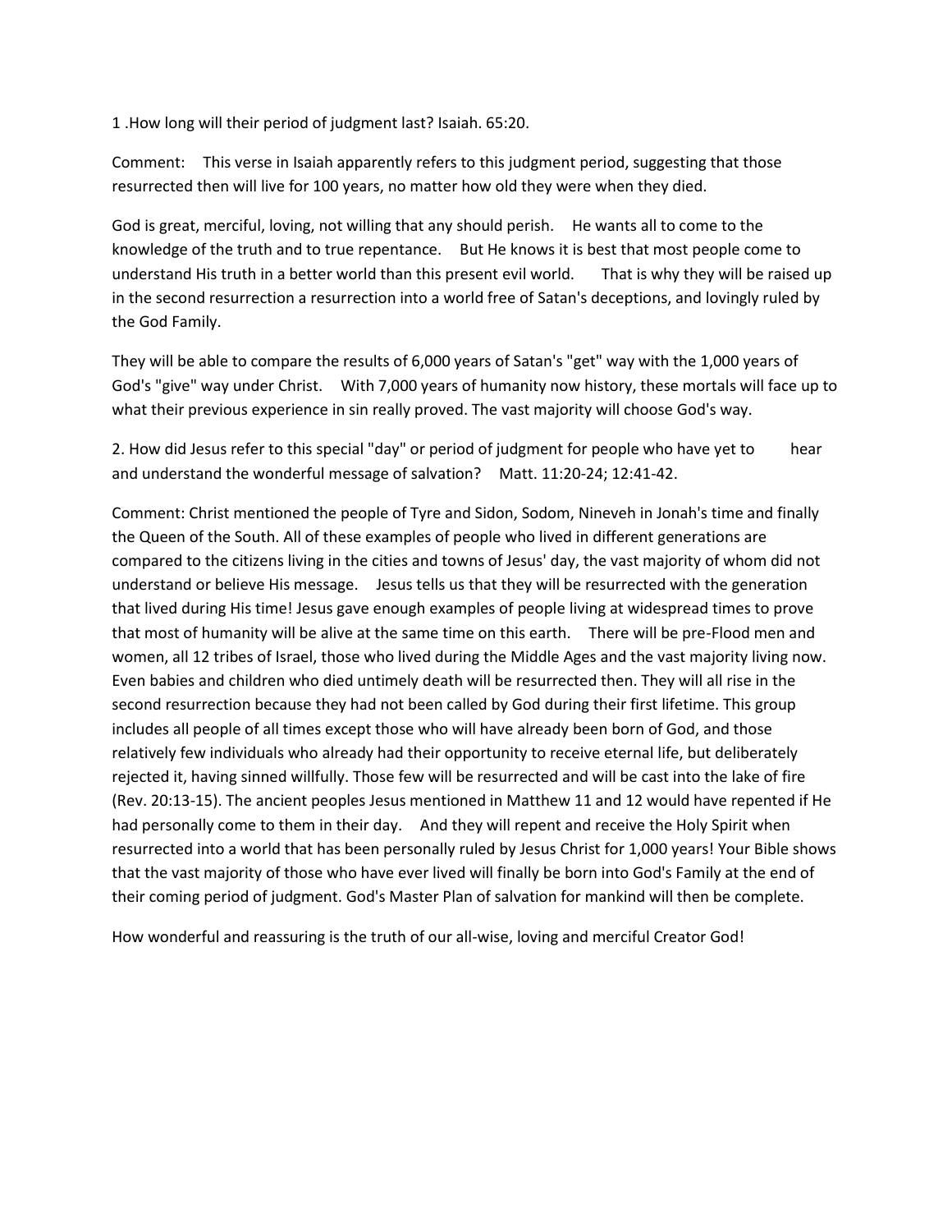1 .How long will their period of judgment last? Isaiah. 65:20.

Comment: This verse in Isaiah apparently refers to this judgment period, suggesting that those resurrected then will live for 100 years, no matter how old they were when they died.

God is great, merciful, loving, not willing that any should perish. He wants all to come to the knowledge of the truth and to true repentance. But He knows it is best that most people come to understand His truth in a better world than this present evil world. That is why they will be raised up in the second resurrection a resurrection into a world free of Satan's deceptions, and lovingly ruled by the God Family.

They will be able to compare the results of 6,000 years of Satan's "get" way with the 1,000 years of God's "give" way under Christ. With 7,000 years of humanity now history, these mortals will face up to what their previous experience in sin really proved. The vast majority will choose God's way.

2. How did Jesus refer to this special "day" or period of judgment for people who have yet to hear and understand the wonderful message of salvation? Matt. 11:20-24; 12:41-42.

Comment: Christ mentioned the people of Tyre and Sidon, Sodom, Nineveh in Jonah's time and finally the Queen of the South. All of these examples of people who lived in different generations are compared to the citizens living in the cities and towns of Jesus' day, the vast majority of whom did not understand or believe His message. Jesus tells us that they will be resurrected with the generation that lived during His time! Jesus gave enough examples of people living at widespread times to prove that most of humanity will be alive at the same time on this earth. There will be pre-Flood men and women, all 12 tribes of Israel, those who lived during the Middle Ages and the vast majority living now. Even babies and children who died untimely death will be resurrected then. They will all rise in the second resurrection because they had not been called by God during their first lifetime. This group includes all people of all times except those who will have already been born of God, and those relatively few individuals who already had their opportunity to receive eternal life, but deliberately rejected it, having sinned willfully. Those few will be resurrected and will be cast into the lake of fire (Rev. 20:13-15). The ancient peoples Jesus mentioned in Matthew 11 and 12 would have repented if He had personally come to them in their day. And they will repent and receive the Holy Spirit when resurrected into a world that has been personally ruled by Jesus Christ for 1,000 years! Your Bible shows that the vast majority of those who have ever lived will finally be born into God's Family at the end of their coming period of judgment. God's Master Plan of salvation for mankind will then be complete.

How wonderful and reassuring is the truth of our all-wise, loving and merciful Creator God!